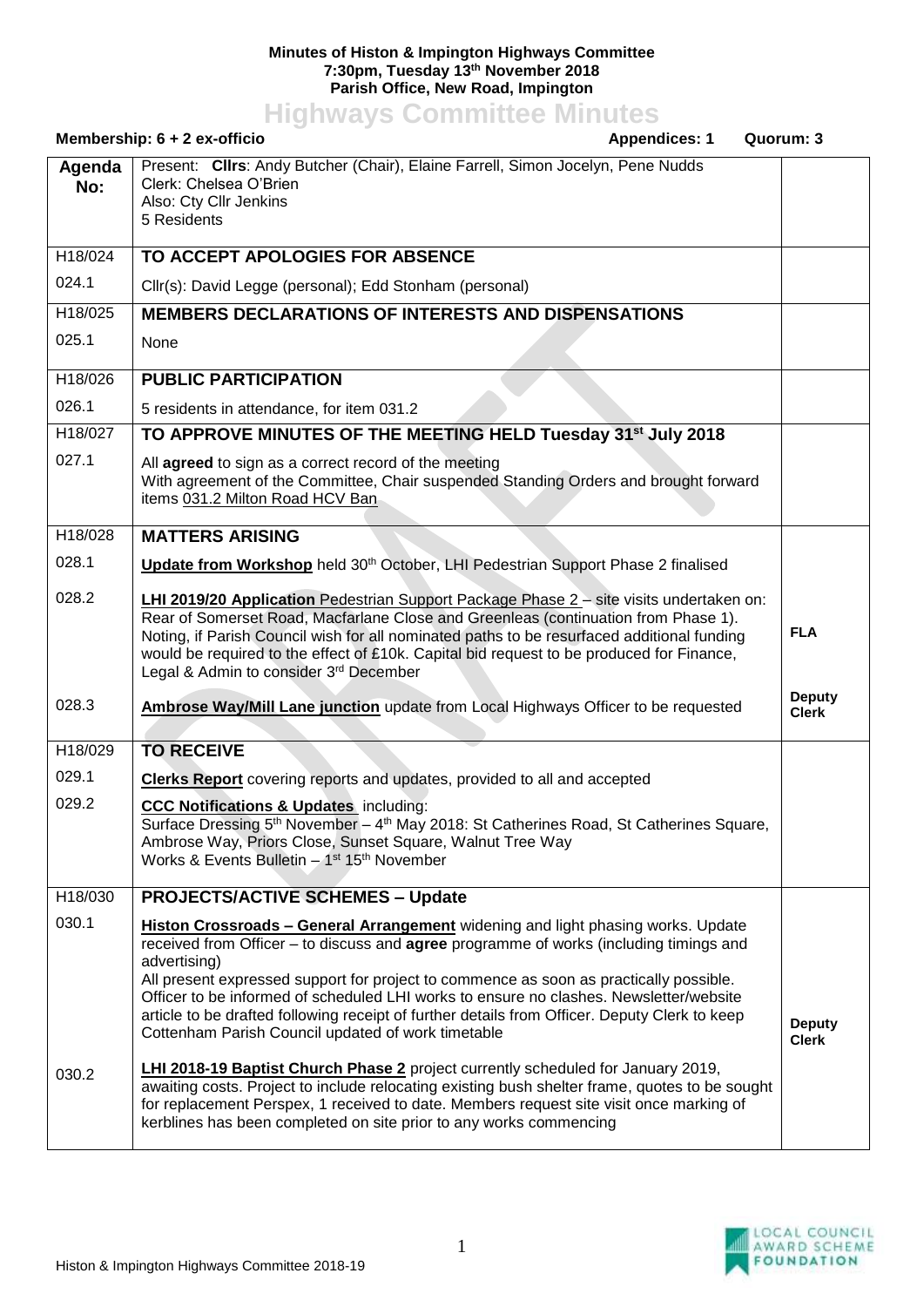**Minutes of Histon & Impington Highways Committee**
**7:30pm, Tuesday 13th November 2018**
**Parish Office, New Road, Impington**

# Highways Committee Minutes

**Membership: 6 + 2 ex-officio** | **Appendices: 1** | **Quorum: 3**

| Agenda No: | | |
|---|---|---|
| | Present: **Cllrs**: Andy Butcher (Chair), Elaine Farrell, Simon Jocelyn, Pene Nudds<br>Clerk: Chelsea O'Brien<br>Also: Cty Cllr Jenkins<br>5 Residents | |
| H18/024 | **TO ACCEPT APOLOGIES FOR ABSENCE** | |
| 024.1 | Cllr(s): David Legge (personal); Edd Stonham (personal) | |
| H18/025 | **MEMBERS DECLARATIONS OF INTERESTS AND DISPENSATIONS** | |
| 025.1 | None | |
| H18/026 | **PUBLIC PARTICIPATION** | |
| 026.1 | 5 residents in attendance, for item 031.2 | |
| H18/027 | **TO APPROVE MINUTES OF THE MEETING HELD Tuesday 31st July 2018** | |
| 027.1 | All **agreed** to sign as a correct record of the meeting<br>With agreement of the Committee, Chair suspended Standing Orders and brought forward items 031.2 Milton Road HCV Ban | |
| H18/028 | **MATTERS ARISING** | |
| 028.1 | **Update from Workshop** held 30th October, LHI Pedestrian Support Phase 2 finalised | |
| 028.2 | **LHI 2019/20 Application** Pedestrian Support Package Phase 2 – site visits undertaken on: Rear of Somerset Road, Macfarlane Close and Greenleas (continuation from Phase 1). Noting, if Parish Council wish for all nominated paths to be resurfaced additional funding would be required to the effect of £10k. Capital bid request to be produced for Finance, Legal & Admin to consider 3rd December | **FLA** |
| 028.3 | **Ambrose Way/Mill Lane junction** update from Local Highways Officer to be requested | **Deputy Clerk** |
| H18/029 | **TO RECEIVE** | |
| 029.1 | **Clerks Report** covering reports and updates, provided to all and accepted | |
| 029.2 | **CCC Notifications & Updates** including:<br>Surface Dressing 5th November – 4th May 2018: St Catherines Road, St Catherines Square, Ambrose Way, Priors Close, Sunset Square, Walnut Tree Way<br>Works & Events Bulletin – 1st 15th November | |
| H18/030 | **PROJECTS/ACTIVE SCHEMES – Update** | |
| 030.1 | **Histon Crossroads – General Arrangement** widening and light phasing works. Update received from Officer – to discuss and **agree** programme of works (including timings and advertising)<br>All present expressed support for project to commence as soon as practically possible. Officer to be informed of scheduled LHI works to ensure no clashes. Newsletter/website article to be drafted following receipt of further details from Officer. Deputy Clerk to keep Cottenham Parish Council updated of work timetable | **Deputy Clerk** |
| 030.2 | **LHI 2018-19 Baptist Church Phase 2** project currently scheduled for January 2019, awaiting costs. Project to include relocating existing bush shelter frame, quotes to be sought for replacement Perspex, 1 received to date. Members request site visit once marking of kerblines has been completed on site prior to any works commencing | |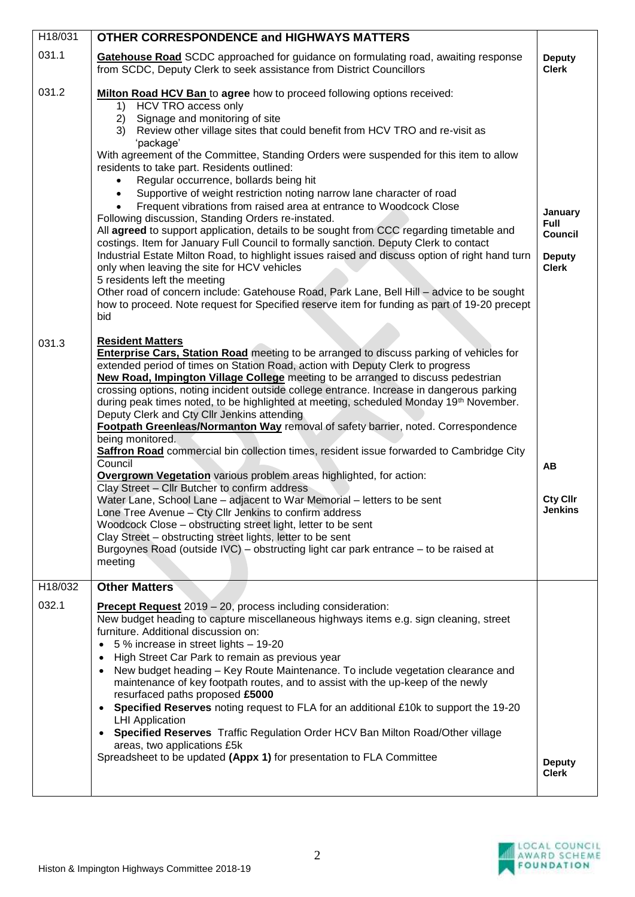| | | |
|---|---|---|
| H18/031 | **OTHER CORRESPONDENCE and HIGHWAYS MATTERS** | |
| 031.1 | **Gatehouse Road** SCDC approached for guidance on formulating road, awaiting response from SCDC, Deputy Clerk to seek assistance from District Councillors | **Deputy Clerk** |
| 031.2 | **Milton Road HCV Ban** to **agree** how to proceed following options received:<br>1) HCV TRO access only<br>2) Signage and monitoring of site<br>3) Review other village sites that could benefit from HCV TRO and re-visit as 'package'<br>With agreement of the Committee, Standing Orders were suspended for this item to allow residents to take part. Residents outlined:<br>• Regular occurrence, bollards being hit<br>• Supportive of weight restriction noting narrow lane character of road<br>• Frequent vibrations from raised area at entrance to Woodcock Close<br>Following discussion, Standing Orders re-instated.<br>All **agreed** to support application, details to be sought from CCC regarding timetable and costings. Item for January Full Council to formally sanction. Deputy Clerk to contact Industrial Estate Milton Road, to highlight issues raised and discuss option of right hand turn only when leaving the site for HCV vehicles<br>5 residents left the meeting<br>Other road of concern include: Gatehouse Road, Park Lane, Bell Hill – advice to be sought how to proceed. Note request for Specified reserve item for funding as part of 19-20 precept bid | **January Full Council**<br><br>**Deputy Clerk** |
| 031.3 | **Resident Matters**<br>**Enterprise Cars, Station Road** meeting to be arranged to discuss parking of vehicles for extended period of times on Station Road, action with Deputy Clerk to progress<br>**New Road, Impington Village College** meeting to be arranged to discuss pedestrian crossing options, noting incident outside college entrance. Increase in dangerous parking during peak times noted, to be highlighted at meeting, scheduled Monday 19th November. Deputy Clerk and Cty Cllr Jenkins attending<br>**Footpath Greenleas/Normanton Way** removal of safety barrier, noted. Correspondence being monitored.<br>**Saffron Road** commercial bin collection times, resident issue forwarded to Cambridge City Council<br>**Overgrown Vegetation** various problem areas highlighted, for action:<br>Clay Street – Cllr Butcher to confirm address<br>Water Lane, School Lane – adjacent to War Memorial – letters to be sent<br>Lone Tree Avenue – Cty Cllr Jenkins to confirm address<br>Woodcock Close – obstructing street light, letter to be sent<br>Clay Street – obstructing street lights, letter to be sent<br>Burgoynes Road (outside IVC) – obstructing light car park entrance – to be raised at meeting | **AB**<br><br>**Cty Cllr Jenkins** |
| H18/032 | **Other Matters** | |
| 032.1 | **Precept Request** 2019 – 20, process including consideration:<br>New budget heading to capture miscellaneous highways items e.g. sign cleaning, street furniture. Additional discussion on:<br>• 5 % increase in street lights – 19-20<br>• High Street Car Park to remain as previous year<br>• New budget heading – Key Route Maintenance. To include vegetation clearance and maintenance of key footpath routes, and to assist with the up-keep of the newly resurfaced paths proposed **£5000**<br>• **Specified Reserves** noting request to FLA for an additional £10k to support the 19-20 LHI Application<br>• **Specified Reserves** Traffic Regulation Order HCV Ban Milton Road/Other village areas, two applications £5k<br>Spreadsheet to be updated **(Appx 1)** for presentation to FLA Committee | **Deputy Clerk** |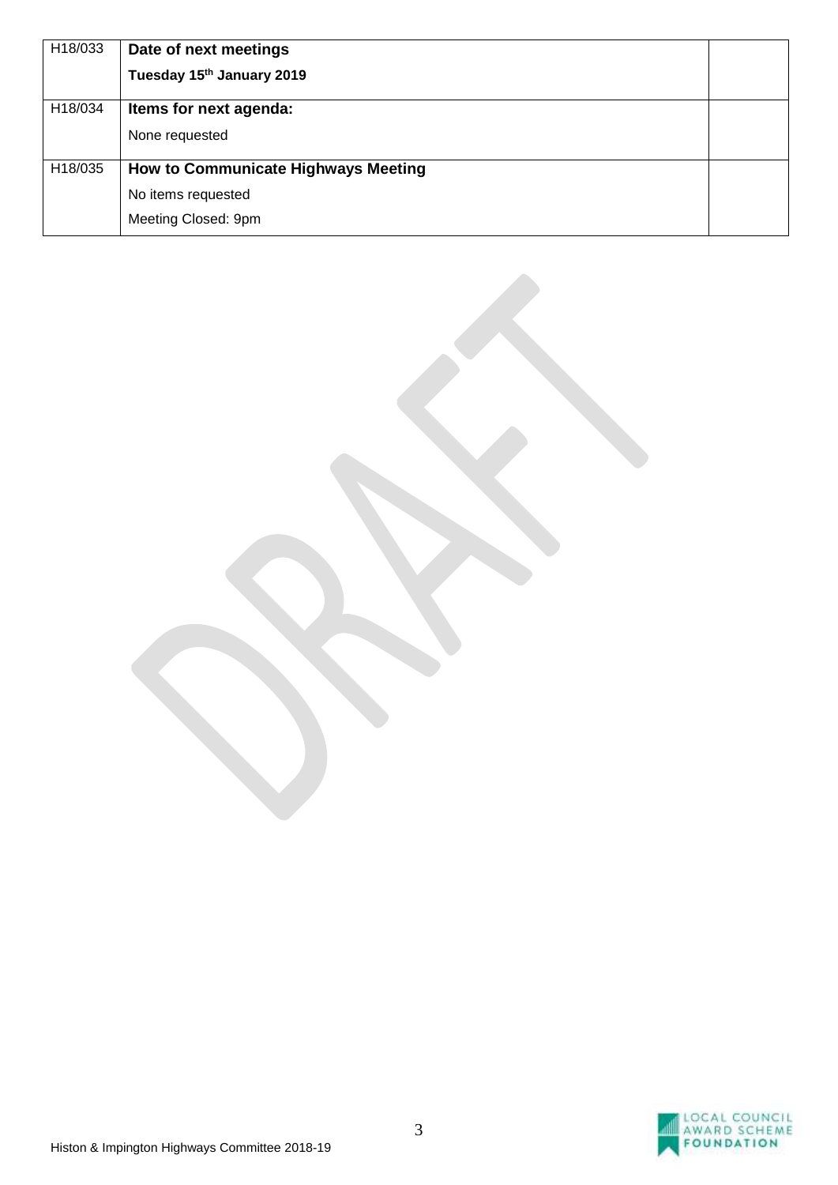| | | |
|---|---|---|
| H18/033 | **Date of next meetings**<br>**Tuesday 15th January 2019** | |
| H18/034 | **Items for next agenda:**<br>None requested | |
| H18/035 | **How to Communicate Highways Meeting**<br>No items requested<br>Meeting Closed: 9pm | |